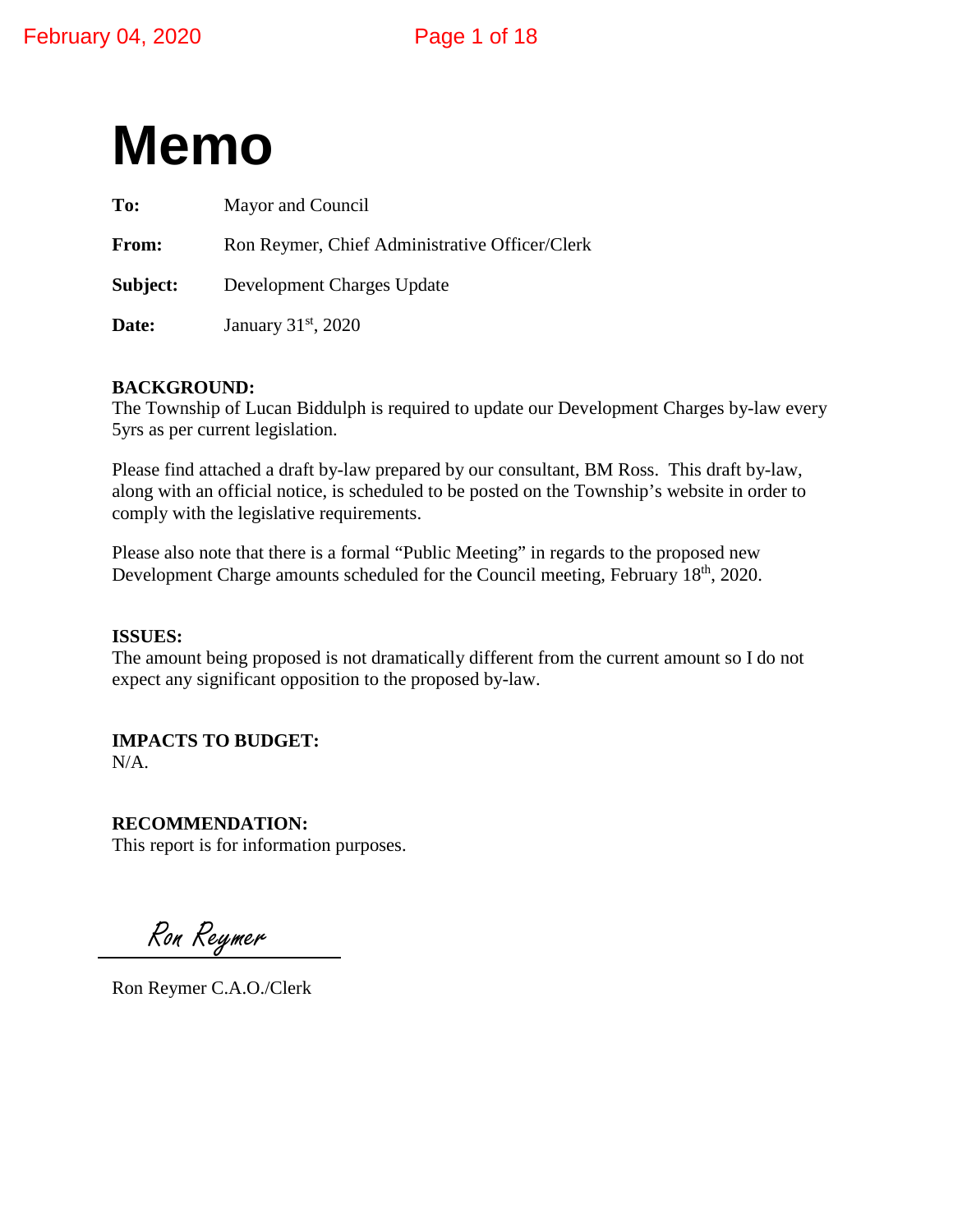# Memo

**To:** Mayor and Council

**From:** Ron Reymer, Chief Administrative Officer/Clerk

**Subject:** Development Charges Update

**Date:** January 31st, 2020

**BACKGROUND:**
The Township of Lucan Biddulph is required to update our Development Charges by-law every 5yrs as per current legislation.

Please find attached a draft by-law prepared by our consultant, BM Ross. This draft by-law, along with an official notice, is scheduled to be posted on the Township's website in order to comply with the legislative requirements.

Please also note that there is a formal "Public Meeting" in regards to the proposed new Development Charge amounts scheduled for the Council meeting, February 18th, 2020.

**ISSUES:**
The amount being proposed is not dramatically different from the current amount so I do not expect any significant opposition to the proposed by-law.

**IMPACTS TO BUDGET:**
N/A.

**RECOMMENDATION:**
This report is for information purposes.

*Ron Reymer*

Ron Reymer C.A.O./Clerk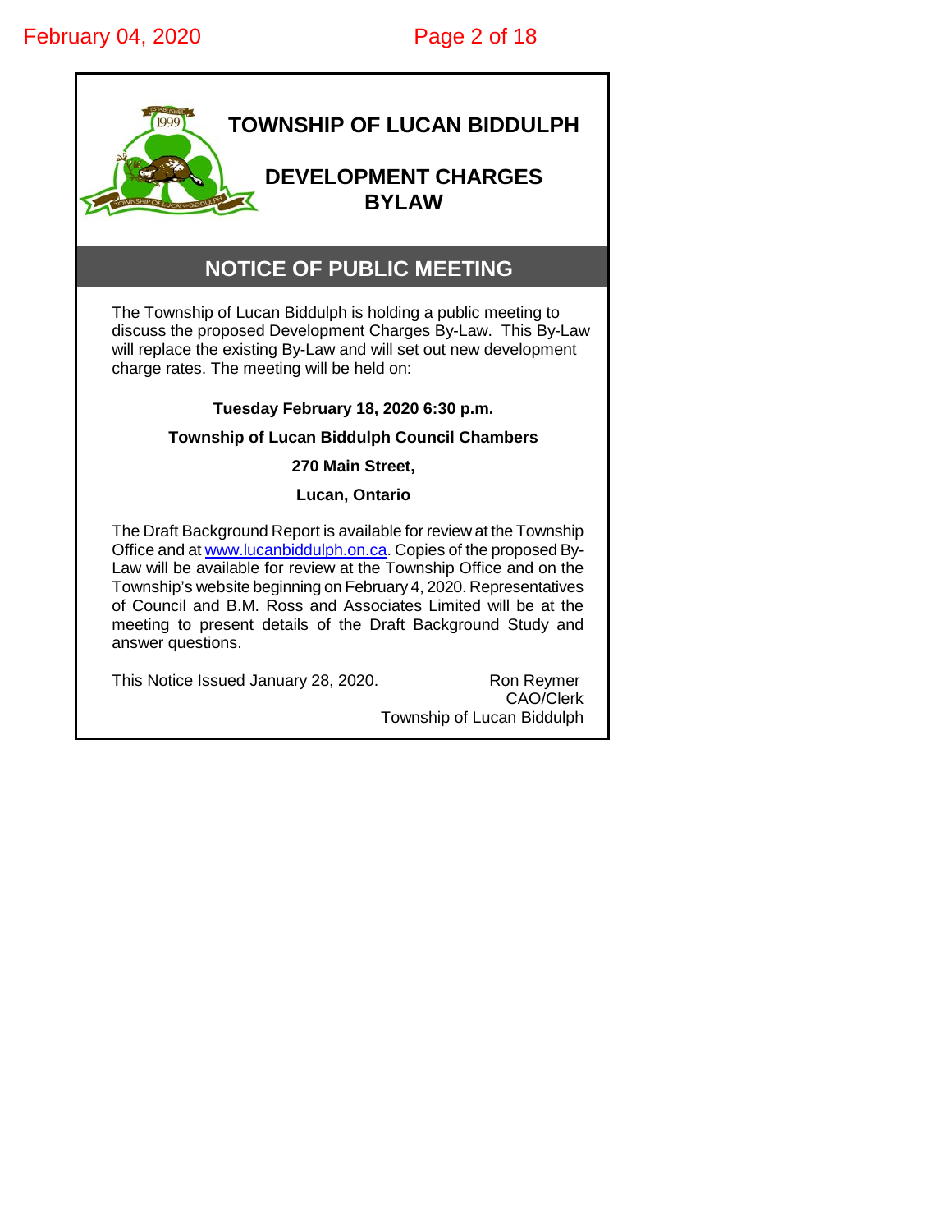# TOWNSHIP OF LUCAN BIDDULPH

## DEVELOPMENT CHARGES BYLAW

## NOTICE OF PUBLIC MEETING

The Township of Lucan Biddulph is holding a public meeting to discuss the proposed Development Charges By-Law. This By-Law will replace the existing By-Law and will set out new development charge rates. The meeting will be held on:

**Tuesday February 18, 2020 6:30 p.m.**

**Township of Lucan Biddulph Council Chambers**

**270 Main Street,**

**Lucan, Ontario**

The Draft Background Report is available for review at the Township Office and at www.lucanbiddulph.on.ca. Copies of the proposed By-Law will be available for review at the Township Office and on the Township's website beginning on February 4, 2020. Representatives of Council and B.M. Ross and Associates Limited will be at the meeting to present details of the Draft Background Study and answer questions.

This Notice Issued January 28, 2020.

Ron Reymer
CAO/Clerk
Township of Lucan Biddulph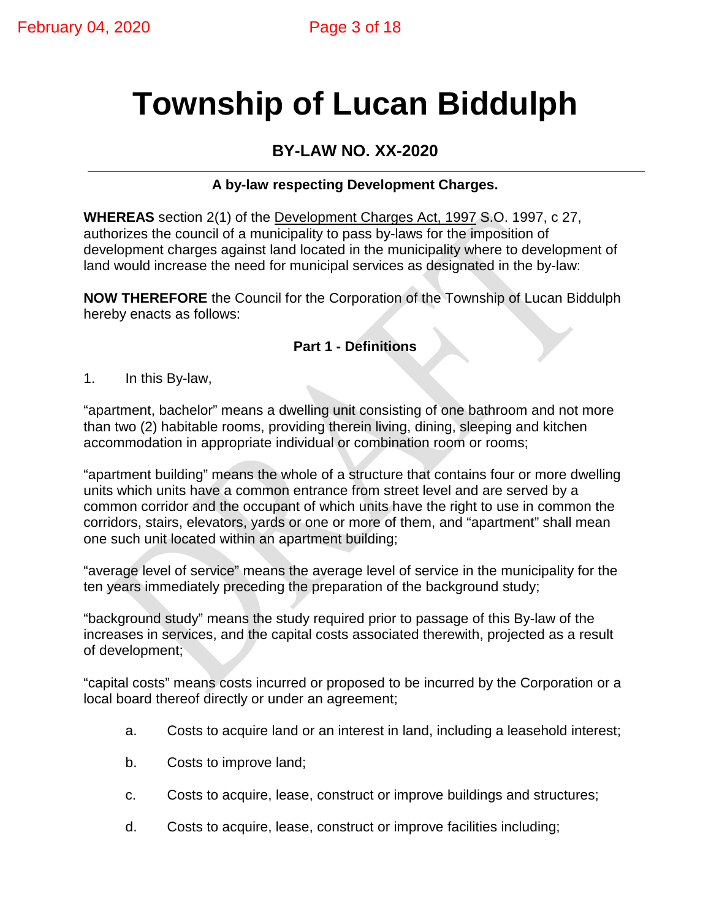# Township of Lucan Biddulph

## BY-LAW NO. XX-2020

**A by-law respecting Development Charges.**

**WHEREAS** section 2(1) of the Development Charges Act, 1997 S.O. 1997, c 27, authorizes the council of a municipality to pass by-laws for the imposition of development charges against land located in the municipality where to development of land would increase the need for municipal services as designated in the by-law:

**NOW THEREFORE** the Council for the Corporation of the Township of Lucan Biddulph hereby enacts as follows:

### Part 1 - Definitions

1. In this By-law,

"apartment, bachelor" means a dwelling unit consisting of one bathroom and not more than two (2) habitable rooms, providing therein living, dining, sleeping and kitchen accommodation in appropriate individual or combination room or rooms;

"apartment building" means the whole of a structure that contains four or more dwelling units which units have a common entrance from street level and are served by a common corridor and the occupant of which units have the right to use in common the corridors, stairs, elevators, yards or one or more of them, and "apartment" shall mean one such unit located within an apartment building;

"average level of service" means the average level of service in the municipality for the ten years immediately preceding the preparation of the background study;

"background study" means the study required prior to passage of this By-law of the increases in services, and the capital costs associated therewith, projected as a result of development;

"capital costs" means costs incurred or proposed to be incurred by the Corporation or a local board thereof directly or under an agreement;

a. Costs to acquire land or an interest in land, including a leasehold interest;

b. Costs to improve land;

c. Costs to acquire, lease, construct or improve buildings and structures;

d. Costs to acquire, lease, construct or improve facilities including;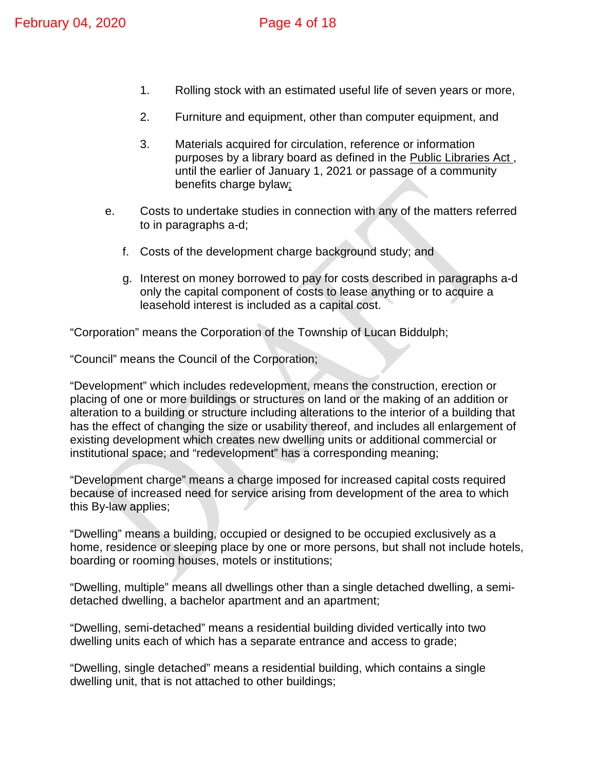1. Rolling stock with an estimated useful life of seven years or more,

2. Furniture and equipment, other than computer equipment, and

3. Materials acquired for circulation, reference or information purposes by a library board as defined in the Public Libraries Act, until the earlier of January 1, 2021 or passage of a community benefits charge bylaw;

e. Costs to undertake studies in connection with any of the matters referred to in paragraphs a-d;

f. Costs of the development charge background study; and

g. Interest on money borrowed to pay for costs described in paragraphs a-d only the capital component of costs to lease anything or to acquire a leasehold interest is included as a capital cost.

"Corporation" means the Corporation of the Township of Lucan Biddulph;

"Council" means the Council of the Corporation;

"Development" which includes redevelopment, means the construction, erection or placing of one or more buildings or structures on land or the making of an addition or alteration to a building or structure including alterations to the interior of a building that has the effect of changing the size or usability thereof, and includes all enlargement of existing development which creates new dwelling units or additional commercial or institutional space; and "redevelopment" has a corresponding meaning;

"Development charge" means a charge imposed for increased capital costs required because of increased need for service arising from development of the area to which this By-law applies;

"Dwelling" means a building, occupied or designed to be occupied exclusively as a home, residence or sleeping place by one or more persons, but shall not include hotels, boarding or rooming houses, motels or institutions;

"Dwelling, multiple" means all dwellings other than a single detached dwelling, a semi-detached dwelling, a bachelor apartment and an apartment;

"Dwelling, semi-detached" means a residential building divided vertically into two dwelling units each of which has a separate entrance and access to grade;

"Dwelling, single detached" means a residential building, which contains a single dwelling unit, that is not attached to other buildings;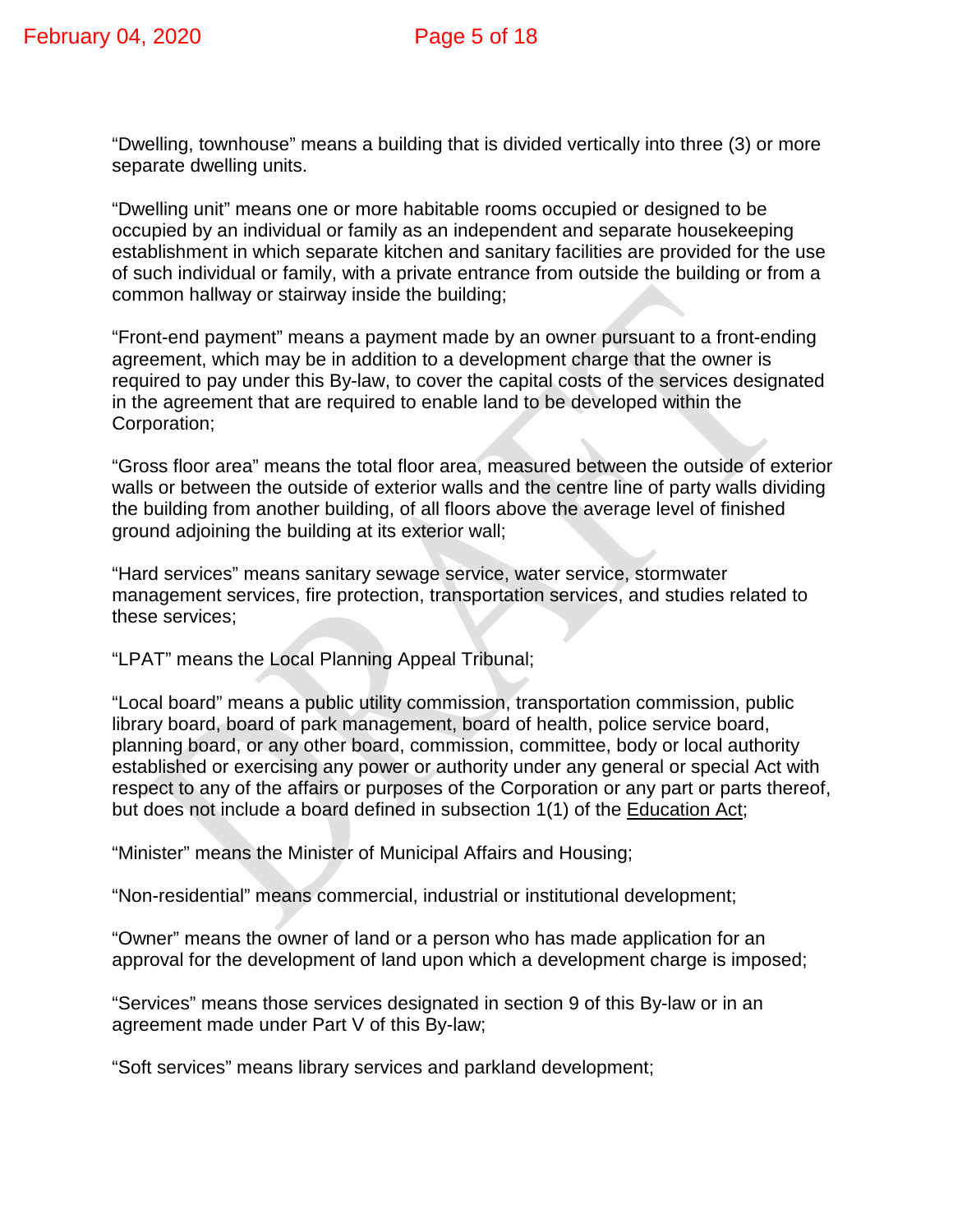“Dwelling, townhouse” means a building that is divided vertically into three (3) or more separate dwelling units.

“Dwelling unit” means one or more habitable rooms occupied or designed to be occupied by an individual or family as an independent and separate housekeeping establishment in which separate kitchen and sanitary facilities are provided for the use of such individual or family, with a private entrance from outside the building or from a common hallway or stairway inside the building;

“Front-end payment” means a payment made by an owner pursuant to a front-ending agreement, which may be in addition to a development charge that the owner is required to pay under this By-law, to cover the capital costs of the services designated in the agreement that are required to enable land to be developed within the Corporation;

“Gross floor area” means the total floor area, measured between the outside of exterior walls or between the outside of exterior walls and the centre line of party walls dividing the building from another building, of all floors above the average level of finished ground adjoining the building at its exterior wall;

“Hard services” means sanitary sewage service, water service, stormwater management services, fire protection, transportation services, and studies related to these services;

“LPAT” means the Local Planning Appeal Tribunal;

“Local board” means a public utility commission, transportation commission, public library board, board of park management, board of health, police service board, planning board, or any other board, commission, committee, body or local authority established or exercising any power or authority under any general or special Act with respect to any of the affairs or purposes of the Corporation or any part or parts thereof, but does not include a board defined in subsection 1(1) of the Education Act;

“Minister” means the Minister of Municipal Affairs and Housing;

“Non-residential” means commercial, industrial or institutional development;

“Owner” means the owner of land or a person who has made application for an approval for the development of land upon which a development charge is imposed;

“Services” means those services designated in section 9 of this By-law or in an agreement made under Part V of this By-law;

“Soft services” means library services and parkland development;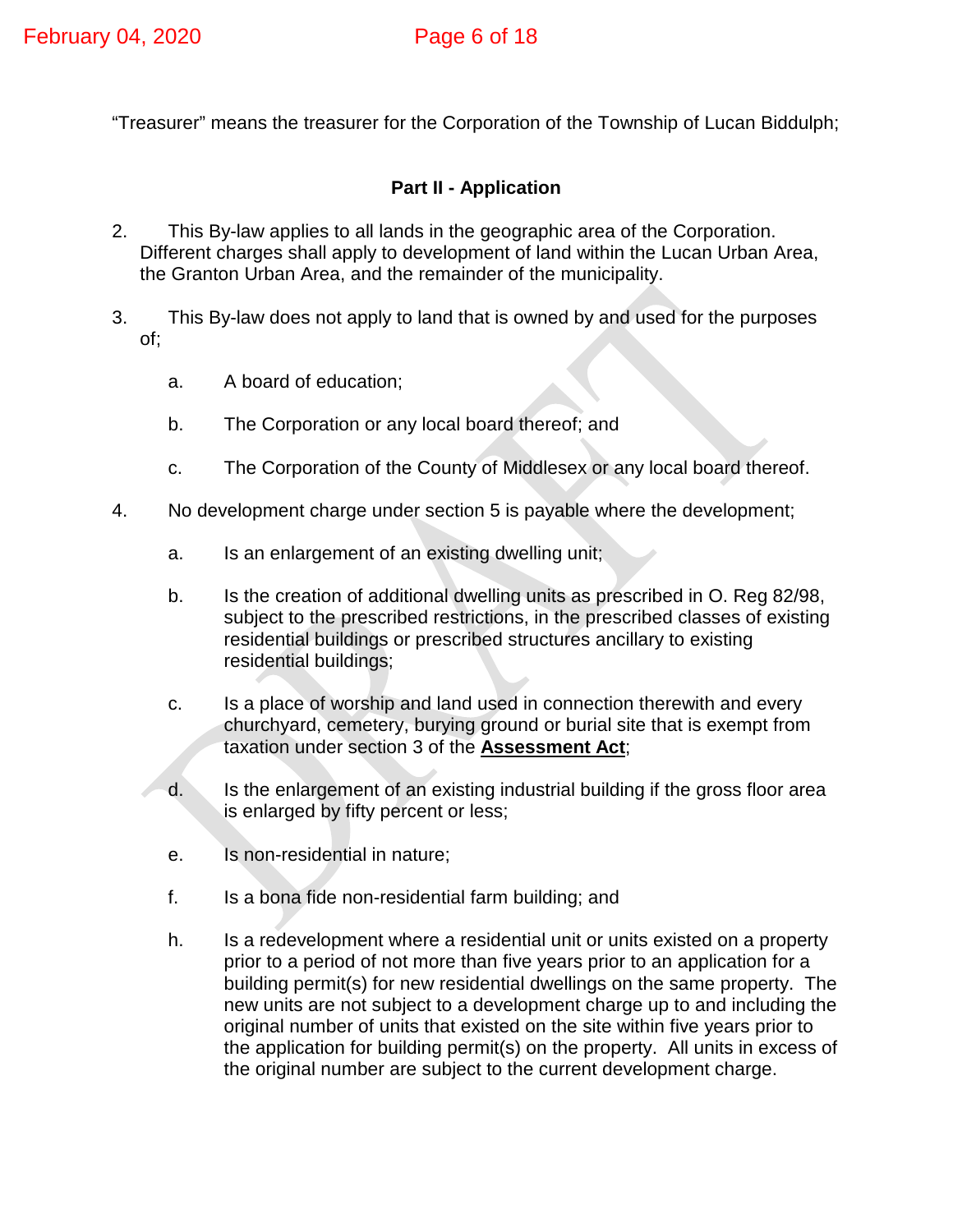“Treasurer” means the treasurer for the Corporation of the Township of Lucan Biddulph;

## Part II - Application

2. This By-law applies to all lands in the geographic area of the Corporation. Different charges shall apply to development of land within the Lucan Urban Area, the Granton Urban Area, and the remainder of the municipality.

3. This By-law does not apply to land that is owned by and used for the purposes of;

   a. A board of education;

   b. The Corporation or any local board thereof; and

   c. The Corporation of the County of Middlesex or any local board thereof.

4. No development charge under section 5 is payable where the development;

   a. Is an enlargement of an existing dwelling unit;

   b. Is the creation of additional dwelling units as prescribed in O. Reg 82/98, subject to the prescribed restrictions, in the prescribed classes of existing residential buildings or prescribed structures ancillary to existing residential buildings;

   c. Is a place of worship and land used in connection therewith and every churchyard, cemetery, burying ground or burial site that is exempt from taxation under section 3 of the **Assessment Act**;

   d. Is the enlargement of an existing industrial building if the gross floor area is enlarged by fifty percent or less;

   e. Is non-residential in nature;

   f. Is a bona fide non-residential farm building; and

   h. Is a redevelopment where a residential unit or units existed on a property prior to a period of not more than five years prior to an application for a building permit(s) for new residential dwellings on the same property. The new units are not subject to a development charge up to and including the original number of units that existed on the site within five years prior to the application for building permit(s) on the property. All units in excess of the original number are subject to the current development charge.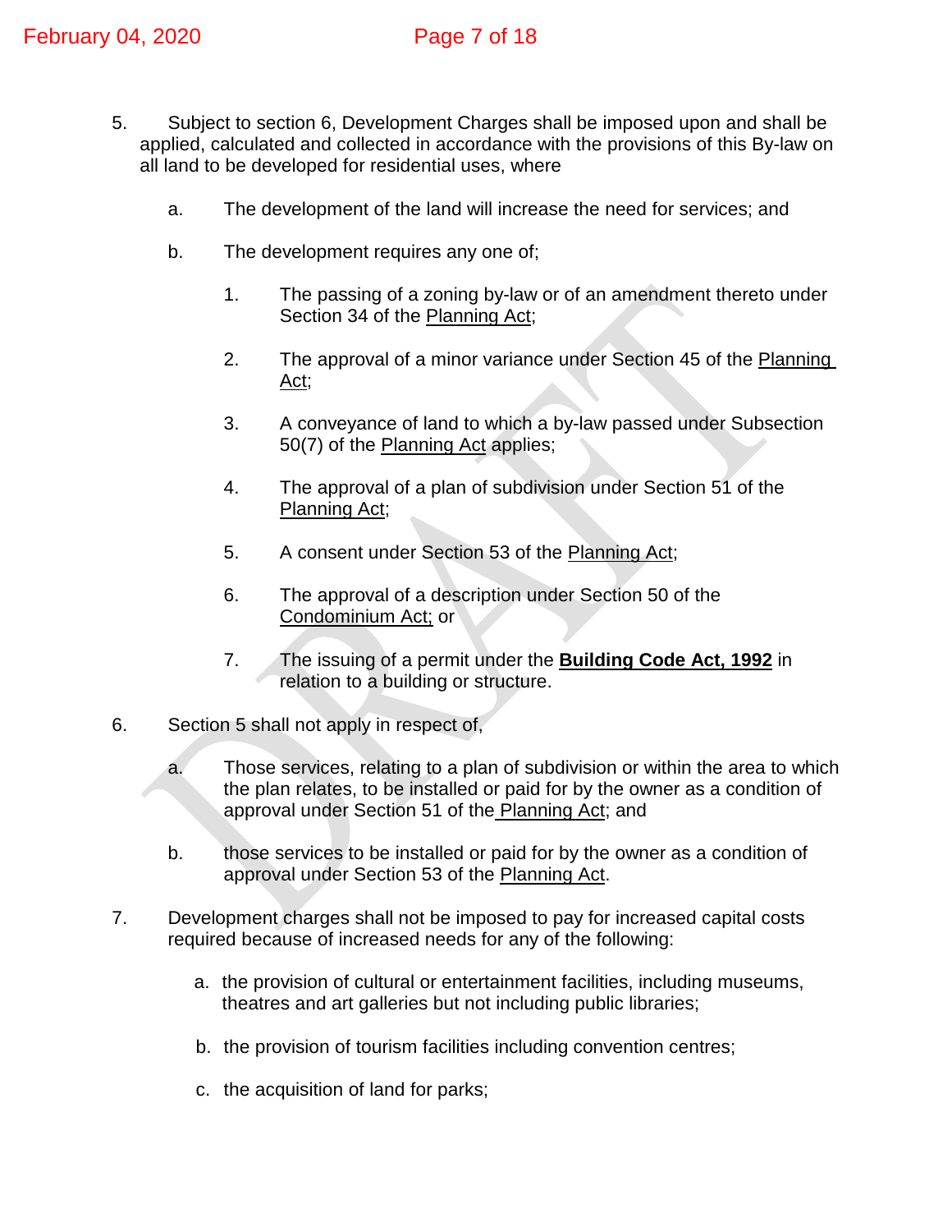5. Subject to section 6, Development Charges shall be imposed upon and shall be applied, calculated and collected in accordance with the provisions of this By-law on all land to be developed for residential uses, where

   a. The development of the land will increase the need for services; and

   b. The development requires any one of;

      1. The passing of a zoning by-law or of an amendment thereto under Section 34 of the Planning Act;

      2. The approval of a minor variance under Section 45 of the Planning Act;

      3. A conveyance of land to which a by-law passed under Subsection 50(7) of the Planning Act applies;

      4. The approval of a plan of subdivision under Section 51 of the Planning Act;

      5. A consent under Section 53 of the Planning Act;

      6. The approval of a description under Section 50 of the Condominium Act; or

      7. The issuing of a permit under the **Building Code Act, 1992** in relation to a building or structure.

6. Section 5 shall not apply in respect of,

   a. Those services, relating to a plan of subdivision or within the area to which the plan relates, to be installed or paid for by the owner as a condition of approval under Section 51 of the Planning Act; and

   b. those services to be installed or paid for by the owner as a condition of approval under Section 53 of the Planning Act.

7. Development charges shall not be imposed to pay for increased capital costs required because of increased needs for any of the following:

   a. the provision of cultural or entertainment facilities, including museums, theatres and art galleries but not including public libraries;

   b. the provision of tourism facilities including convention centres;

   c. the acquisition of land for parks;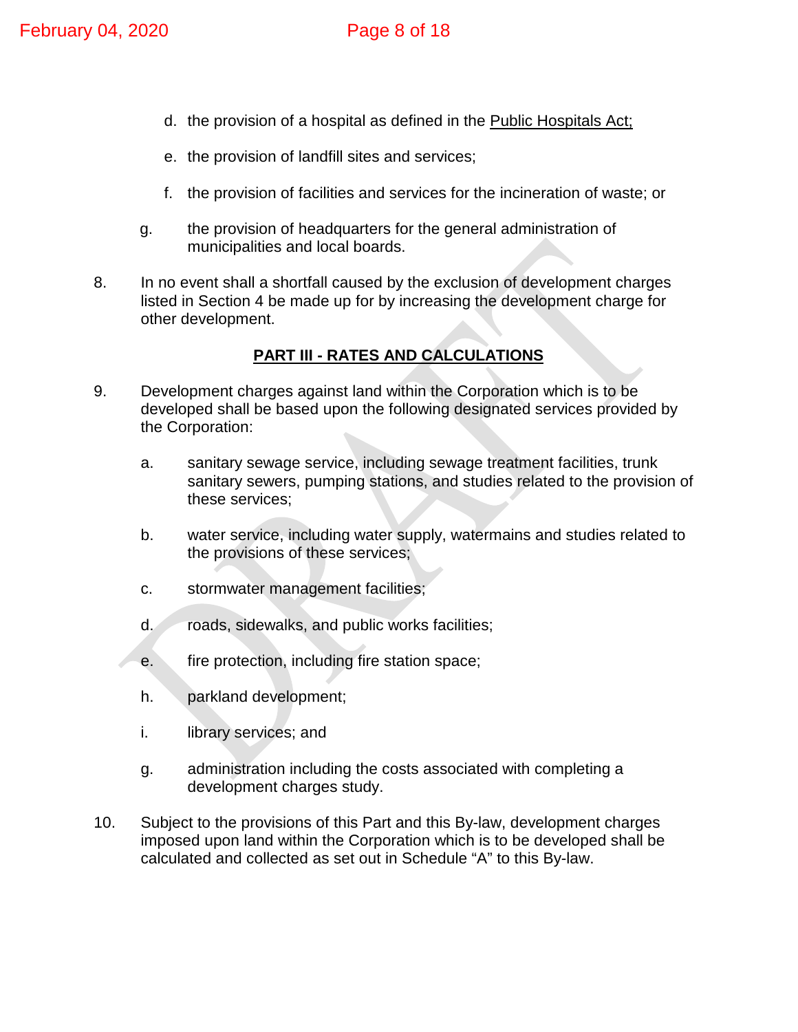d. the provision of a hospital as defined in the Public Hospitals Act;

e. the provision of landfill sites and services;

f. the provision of facilities and services for the incineration of waste; or

g. the provision of headquarters for the general administration of municipalities and local boards.

8. In no event shall a shortfall caused by the exclusion of development charges listed in Section 4 be made up for by increasing the development charge for other development.

## PART III - RATES AND CALCULATIONS

9. Development charges against land within the Corporation which is to be developed shall be based upon the following designated services provided by the Corporation:

   a. sanitary sewage service, including sewage treatment facilities, trunk sanitary sewers, pumping stations, and studies related to the provision of these services;

   b. water service, including water supply, watermains and studies related to the provisions of these services;

   c. stormwater management facilities;

   d. roads, sidewalks, and public works facilities;

   e. fire protection, including fire station space;

   h. parkland development;

   i. library services; and

   g. administration including the costs associated with completing a development charges study.

10. Subject to the provisions of this Part and this By-law, development charges imposed upon land within the Corporation which is to be developed shall be calculated and collected as set out in Schedule "A" to this By-law.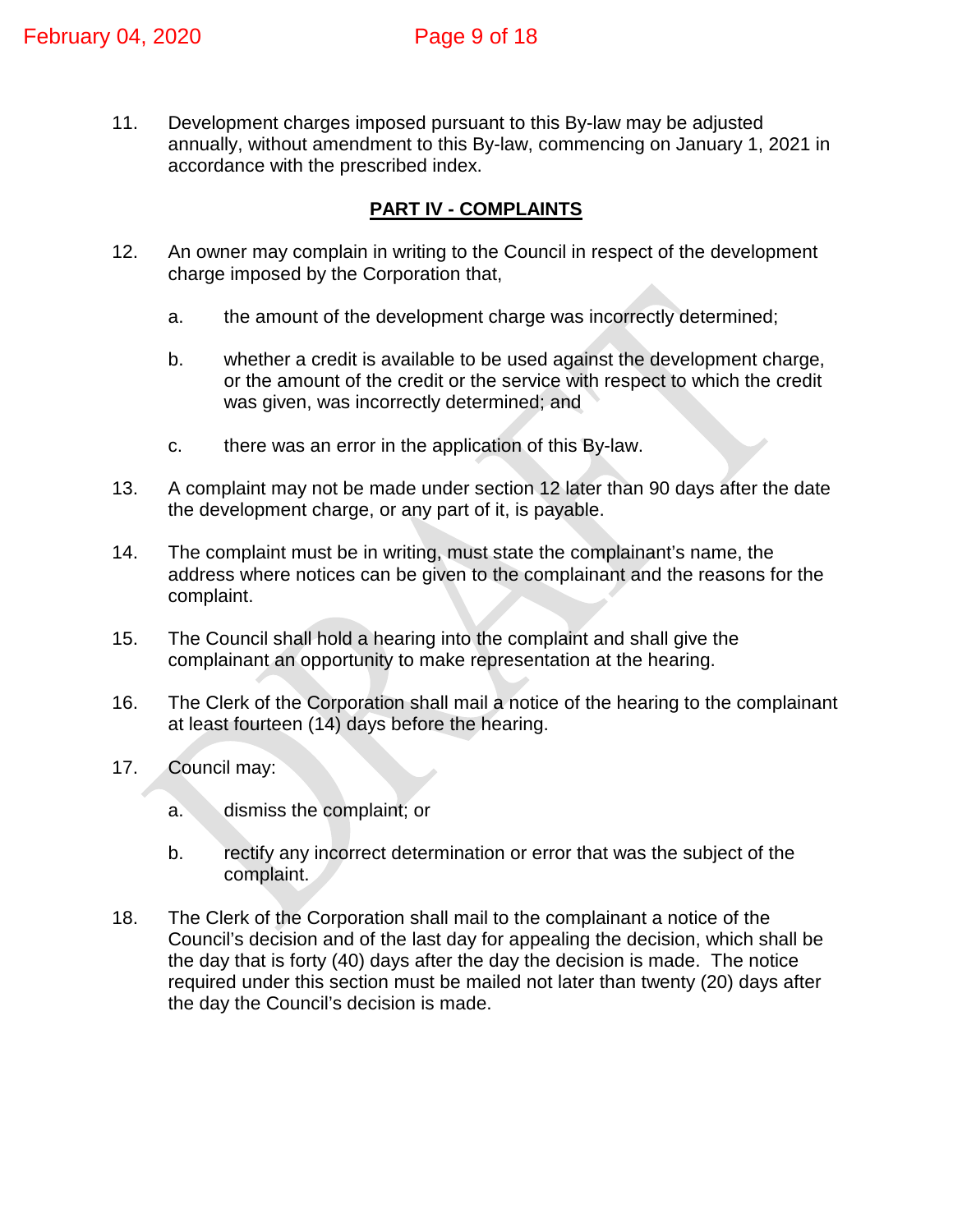11. Development charges imposed pursuant to this By-law may be adjusted annually, without amendment to this By-law, commencing on January 1, 2021 in accordance with the prescribed index.

## PART IV - COMPLAINTS

12. An owner may complain in writing to the Council in respect of the development charge imposed by the Corporation that,

    a. the amount of the development charge was incorrectly determined;

    b. whether a credit is available to be used against the development charge, or the amount of the credit or the service with respect to which the credit was given, was incorrectly determined; and

    c. there was an error in the application of this By-law.

13. A complaint may not be made under section 12 later than 90 days after the date the development charge, or any part of it, is payable.

14. The complaint must be in writing, must state the complainant's name, the address where notices can be given to the complainant and the reasons for the complaint.

15. The Council shall hold a hearing into the complaint and shall give the complainant an opportunity to make representation at the hearing.

16. The Clerk of the Corporation shall mail a notice of the hearing to the complainant at least fourteen (14) days before the hearing.

17. Council may:

    a. dismiss the complaint; or

    b. rectify any incorrect determination or error that was the subject of the complaint.

18. The Clerk of the Corporation shall mail to the complainant a notice of the Council's decision and of the last day for appealing the decision, which shall be the day that is forty (40) days after the day the decision is made. The notice required under this section must be mailed not later than twenty (20) days after the day the Council's decision is made.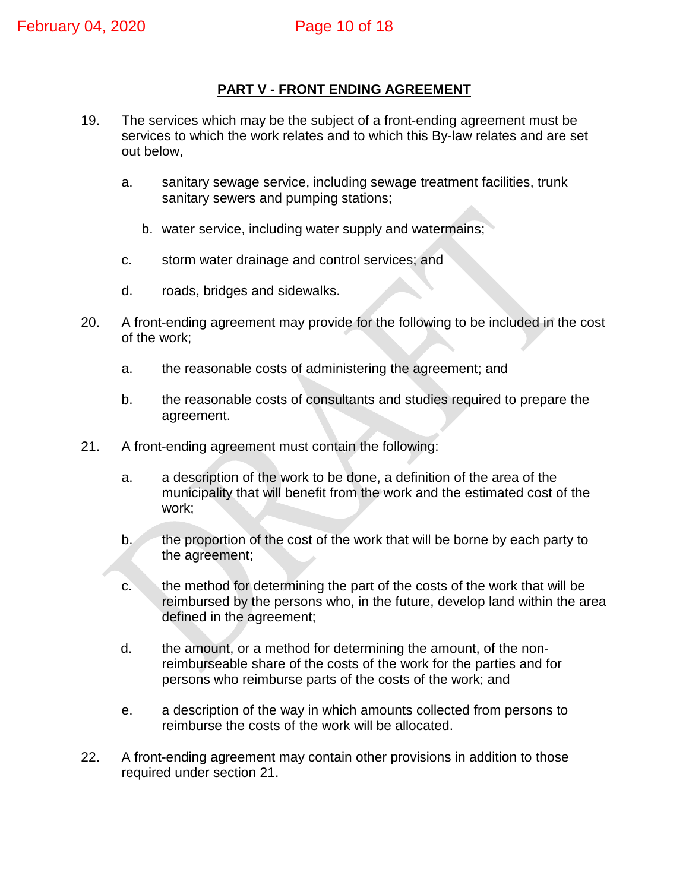## PART V - FRONT ENDING AGREEMENT

19. The services which may be the subject of a front-ending agreement must be services to which the work relates and to which this By-law relates and are set out below,

    a. sanitary sewage service, including sewage treatment facilities, trunk sanitary sewers and pumping stations;

    b. water service, including water supply and watermains;

    c. storm water drainage and control services; and

    d. roads, bridges and sidewalks.

20. A front-ending agreement may provide for the following to be included in the cost of the work;

    a. the reasonable costs of administering the agreement; and

    b. the reasonable costs of consultants and studies required to prepare the agreement.

21. A front-ending agreement must contain the following:

    a. a description of the work to be done, a definition of the area of the municipality that will benefit from the work and the estimated cost of the work;

    b. the proportion of the cost of the work that will be borne by each party to the agreement;

    c. the method for determining the part of the costs of the work that will be reimbursed by the persons who, in the future, develop land within the area defined in the agreement;

    d. the amount, or a method for determining the amount, of the non-reimburseable share of the costs of the work for the parties and for persons who reimburse parts of the costs of the work; and

    e. a description of the way in which amounts collected from persons to reimburse the costs of the work will be allocated.

22. A front-ending agreement may contain other provisions in addition to those required under section 21.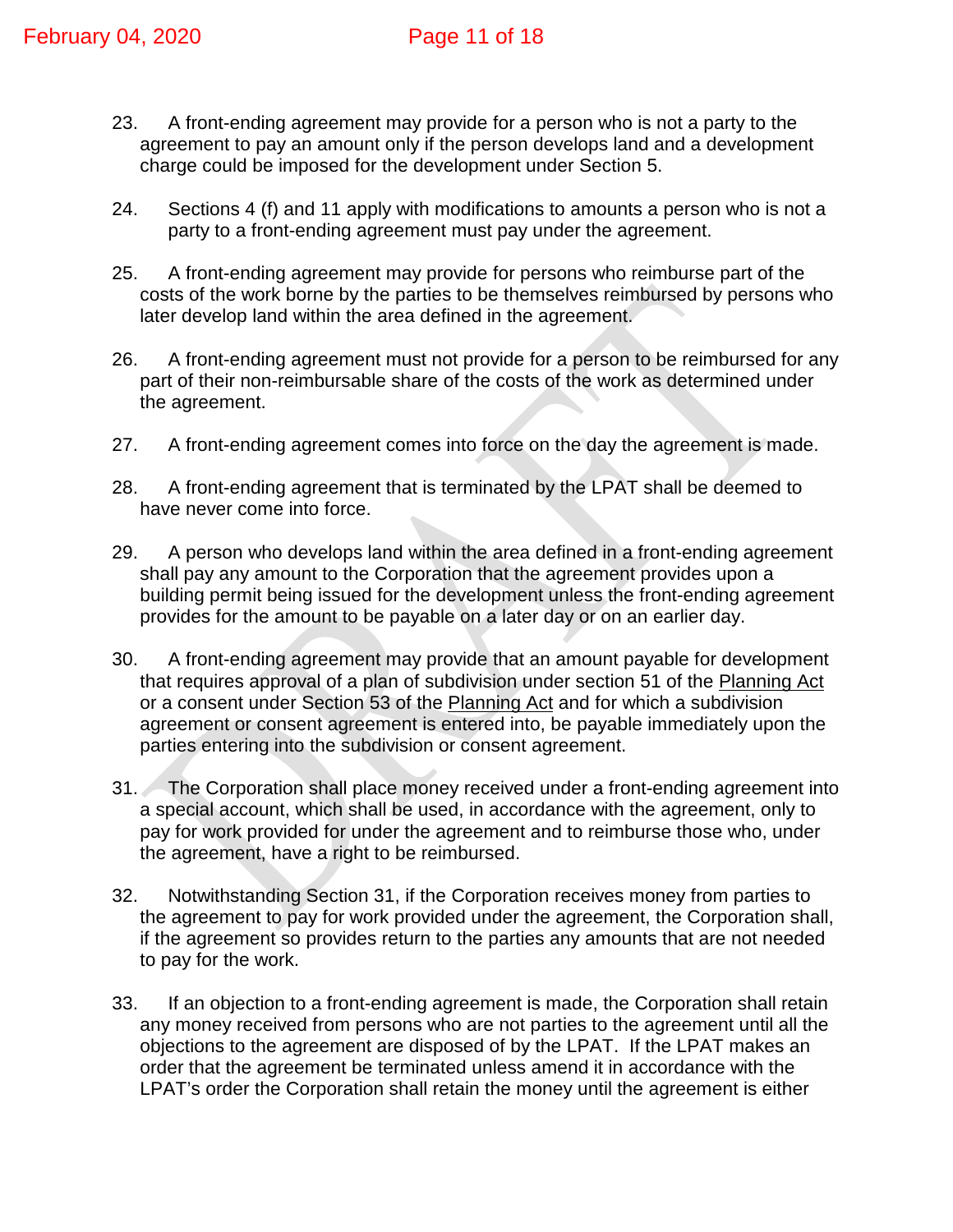23. A front-ending agreement may provide for a person who is not a party to the agreement to pay an amount only if the person develops land and a development charge could be imposed for the development under Section 5.

24. Sections 4 (f) and 11 apply with modifications to amounts a person who is not a party to a front-ending agreement must pay under the agreement.

25. A front-ending agreement may provide for persons who reimburse part of the costs of the work borne by the parties to be themselves reimbursed by persons who later develop land within the area defined in the agreement.

26. A front-ending agreement must not provide for a person to be reimbursed for any part of their non-reimbursable share of the costs of the work as determined under the agreement.

27. A front-ending agreement comes into force on the day the agreement is made.

28. A front-ending agreement that is terminated by the LPAT shall be deemed to have never come into force.

29. A person who develops land within the area defined in a front-ending agreement shall pay any amount to the Corporation that the agreement provides upon a building permit being issued for the development unless the front-ending agreement provides for the amount to be payable on a later day or on an earlier day.

30. A front-ending agreement may provide that an amount payable for development that requires approval of a plan of subdivision under section 51 of the Planning Act or a consent under Section 53 of the Planning Act and for which a subdivision agreement or consent agreement is entered into, be payable immediately upon the parties entering into the subdivision or consent agreement.

31. The Corporation shall place money received under a front-ending agreement into a special account, which shall be used, in accordance with the agreement, only to pay for work provided for under the agreement and to reimburse those who, under the agreement, have a right to be reimbursed.

32. Notwithstanding Section 31, if the Corporation receives money from parties to the agreement to pay for work provided under the agreement, the Corporation shall, if the agreement so provides return to the parties any amounts that are not needed to pay for the work.

33. If an objection to a front-ending agreement is made, the Corporation shall retain any money received from persons who are not parties to the agreement until all the objections to the agreement are disposed of by the LPAT. If the LPAT makes an order that the agreement be terminated unless amend it in accordance with the LPAT's order the Corporation shall retain the money until the agreement is either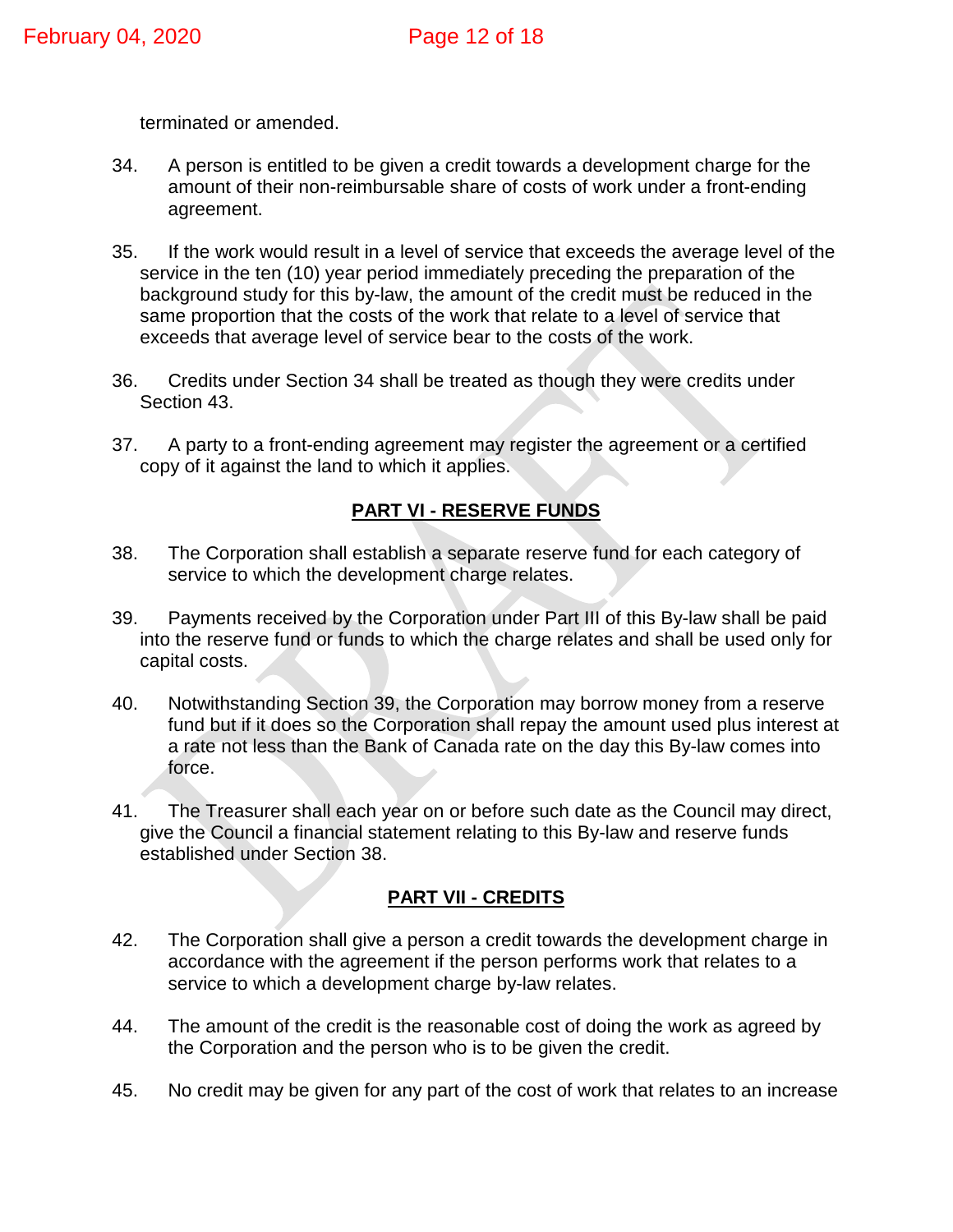terminated or amended.

34. A person is entitled to be given a credit towards a development charge for the amount of their non-reimbursable share of costs of work under a front-ending agreement.

35. If the work would result in a level of service that exceeds the average level of the service in the ten (10) year period immediately preceding the preparation of the background study for this by-law, the amount of the credit must be reduced in the same proportion that the costs of the work that relate to a level of service that exceeds that average level of service bear to the costs of the work.

36. Credits under Section 34 shall be treated as though they were credits under Section 43.

37. A party to a front-ending agreement may register the agreement or a certified copy of it against the land to which it applies.

## PART VI - RESERVE FUNDS

38. The Corporation shall establish a separate reserve fund for each category of service to which the development charge relates.

39. Payments received by the Corporation under Part III of this By-law shall be paid into the reserve fund or funds to which the charge relates and shall be used only for capital costs.

40. Notwithstanding Section 39, the Corporation may borrow money from a reserve fund but if it does so the Corporation shall repay the amount used plus interest at a rate not less than the Bank of Canada rate on the day this By-law comes into force.

41. The Treasurer shall each year on or before such date as the Council may direct, give the Council a financial statement relating to this By-law and reserve funds established under Section 38.

## PART VII - CREDITS

42. The Corporation shall give a person a credit towards the development charge in accordance with the agreement if the person performs work that relates to a service to which a development charge by-law relates.

44. The amount of the credit is the reasonable cost of doing the work as agreed by the Corporation and the person who is to be given the credit.

45. No credit may be given for any part of the cost of work that relates to an increase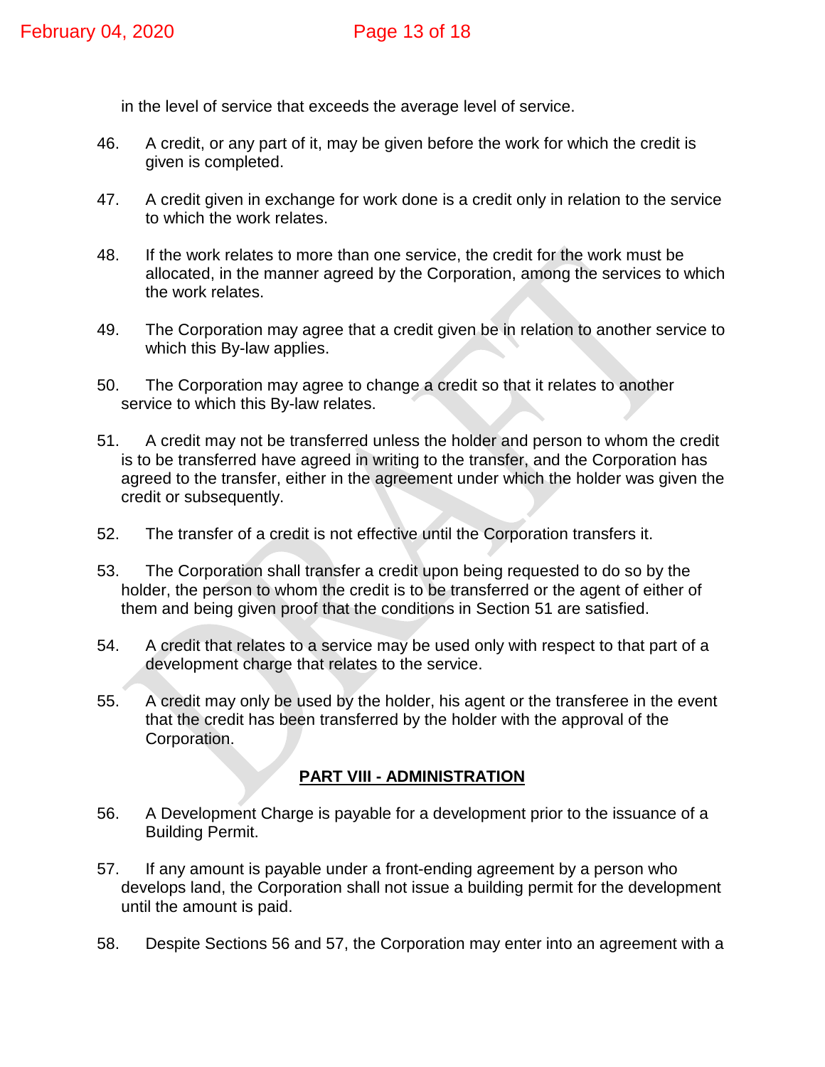in the level of service that exceeds the average level of service.

46. A credit, or any part of it, may be given before the work for which the credit is given is completed.

47. A credit given in exchange for work done is a credit only in relation to the service to which the work relates.

48. If the work relates to more than one service, the credit for the work must be allocated, in the manner agreed by the Corporation, among the services to which the work relates.

49. The Corporation may agree that a credit given be in relation to another service to which this By-law applies.

50. The Corporation may agree to change a credit so that it relates to another service to which this By-law relates.

51. A credit may not be transferred unless the holder and person to whom the credit is to be transferred have agreed in writing to the transfer, and the Corporation has agreed to the transfer, either in the agreement under which the holder was given the credit or subsequently.

52. The transfer of a credit is not effective until the Corporation transfers it.

53. The Corporation shall transfer a credit upon being requested to do so by the holder, the person to whom the credit is to be transferred or the agent of either of them and being given proof that the conditions in Section 51 are satisfied.

54. A credit that relates to a service may be used only with respect to that part of a development charge that relates to the service.

55. A credit may only be used by the holder, his agent or the transferee in the event that the credit has been transferred by the holder with the approval of the Corporation.

## PART VIII - ADMINISTRATION

56. A Development Charge is payable for a development prior to the issuance of a Building Permit.

57. If any amount is payable under a front-ending agreement by a person who develops land, the Corporation shall not issue a building permit for the development until the amount is paid.

58. Despite Sections 56 and 57, the Corporation may enter into an agreement with a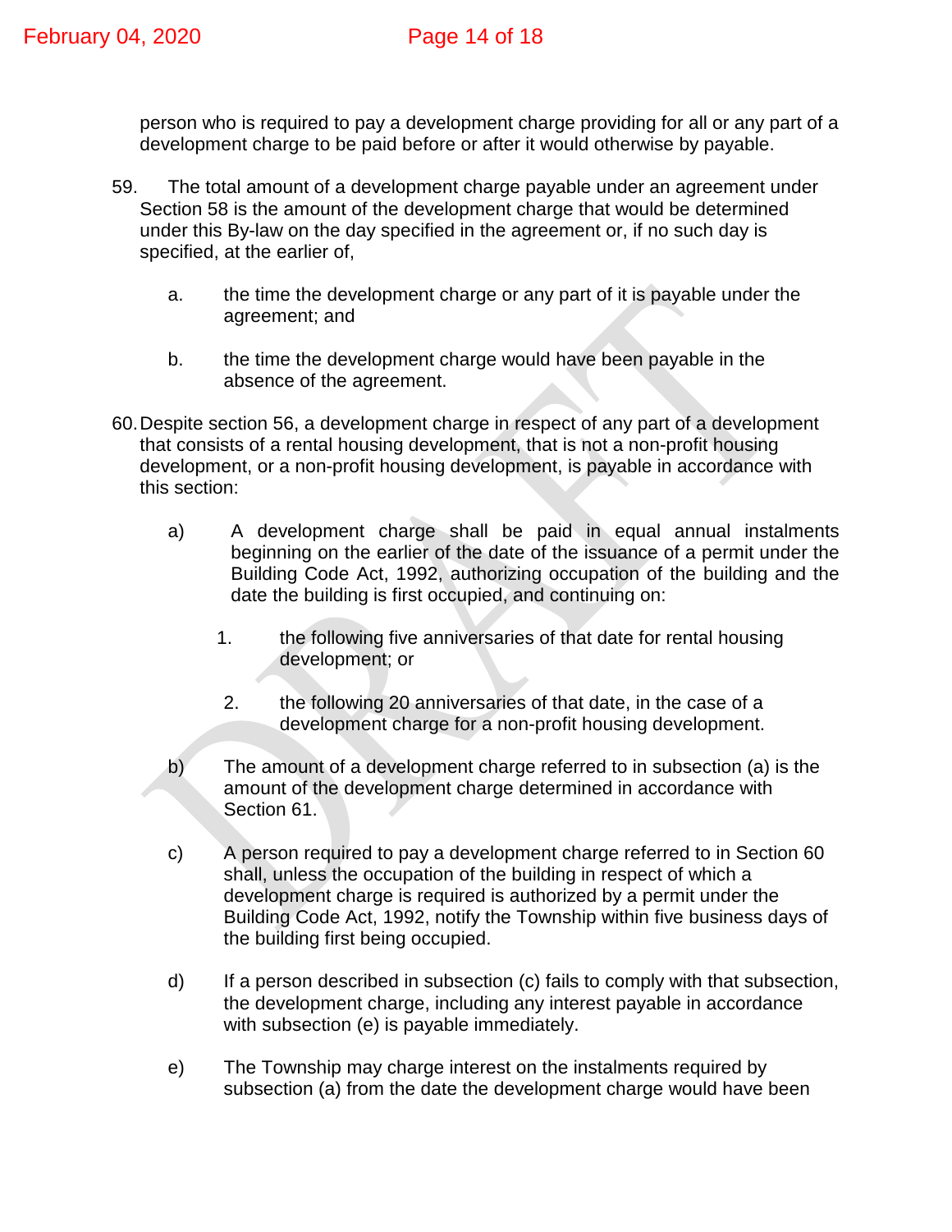person who is required to pay a development charge providing for all or any part of a development charge to be paid before or after it would otherwise by payable.

59. The total amount of a development charge payable under an agreement under Section 58 is the amount of the development charge that would be determined under this By-law on the day specified in the agreement or, if no such day is specified, at the earlier of,

   a. the time the development charge or any part of it is payable under the agreement; and

   b. the time the development charge would have been payable in the absence of the agreement.

60. Despite section 56, a development charge in respect of any part of a development that consists of a rental housing development, that is not a non-profit housing development, or a non-profit housing development, is payable in accordance with this section:

   a) A development charge shall be paid in equal annual instalments beginning on the earlier of the date of the issuance of a permit under the Building Code Act, 1992, authorizing occupation of the building and the date the building is first occupied, and continuing on:

      1. the following five anniversaries of that date for rental housing development; or

      2. the following 20 anniversaries of that date, in the case of a development charge for a non-profit housing development.

   b) The amount of a development charge referred to in subsection (a) is the amount of the development charge determined in accordance with Section 61.

   c) A person required to pay a development charge referred to in Section 60 shall, unless the occupation of the building in respect of which a development charge is required is authorized by a permit under the Building Code Act, 1992, notify the Township within five business days of the building first being occupied.

   d) If a person described in subsection (c) fails to comply with that subsection, the development charge, including any interest payable in accordance with subsection (e) is payable immediately.

   e) The Township may charge interest on the instalments required by subsection (a) from the date the development charge would have been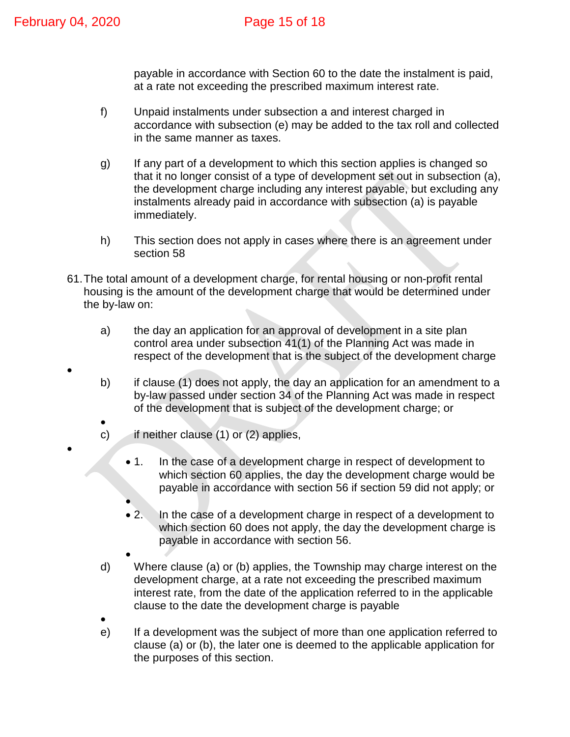payable in accordance with Section 60 to the date the instalment is paid, at a rate not exceeding the prescribed maximum interest rate.

f) Unpaid instalments under subsection a and interest charged in accordance with subsection (e) may be added to the tax roll and collected in the same manner as taxes.

g) If any part of a development to which this section applies is changed so that it no longer consist of a type of development set out in subsection (a), the development charge including any interest payable, but excluding any instalments already paid in accordance with subsection (a) is payable immediately.

h) This section does not apply in cases where there is an agreement under section 58

61. The total amount of a development charge, for rental housing or non-profit rental housing is the amount of the development charge that would be determined under the by-law on:

a) the day an application for an approval of development in a site plan control area under subsection 41(1) of the Planning Act was made in respect of the development that is the subject of the development charge

b) if clause (1) does not apply, the day an application for an amendment to a by-law passed under section 34 of the Planning Act was made in respect of the development that is subject of the development charge; or

c) if neither clause (1) or (2) applies,

   1. In the case of a development charge in respect of development to which section 60 applies, the day the development charge would be payable in accordance with section 56 if section 59 did not apply; or

   2. In the case of a development charge in respect of a development to which section 60 does not apply, the day the development charge is payable in accordance with section 56.

d) Where clause (a) or (b) applies, the Township may charge interest on the development charge, at a rate not exceeding the prescribed maximum interest rate, from the date of the application referred to in the applicable clause to the date the development charge is payable

e) If a development was the subject of more than one application referred to clause (a) or (b), the later one is deemed to the applicable application for the purposes of this section.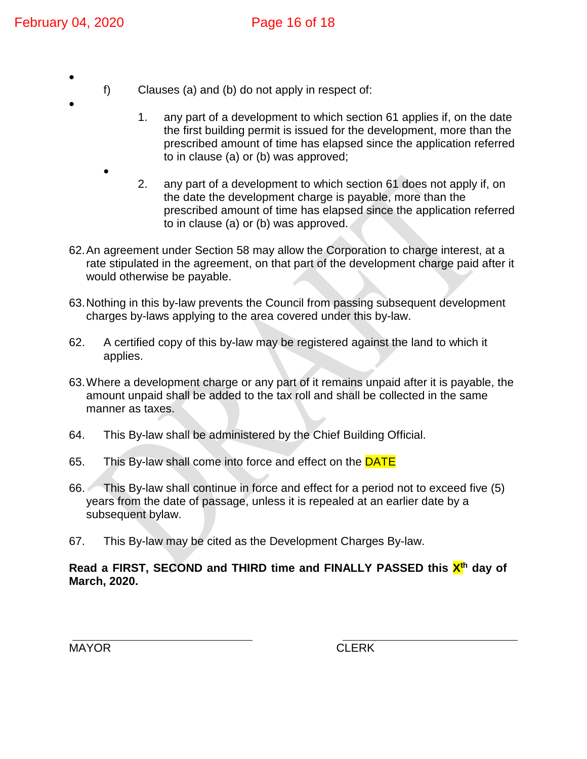f) Clauses (a) and (b) do not apply in respect of:

1. any part of a development to which section 61 applies if, on the date the first building permit is issued for the development, more than the prescribed amount of time has elapsed since the application referred to in clause (a) or (b) was approved;

2. any part of a development to which section 61 does not apply if, on the date the development charge is payable, more than the prescribed amount of time has elapsed since the application referred to in clause (a) or (b) was approved.

62. An agreement under Section 58 may allow the Corporation to charge interest, at a rate stipulated in the agreement, on that part of the development charge paid after it would otherwise be payable.

63. Nothing in this by-law prevents the Council from passing subsequent development charges by-laws applying to the area covered under this by-law.

62. A certified copy of this by-law may be registered against the land to which it applies.

63. Where a development charge or any part of it remains unpaid after it is payable, the amount unpaid shall be added to the tax roll and shall be collected in the same manner as taxes.

64. This By-law shall be administered by the Chief Building Official.

65. This By-law shall come into force and effect on the DATE

66. This By-law shall continue in force and effect for a period not to exceed five (5) years from the date of passage, unless it is repealed at an earlier date by a subsequent bylaw.

67. This By-law may be cited as the Development Charges By-law.

**Read a FIRST, SECOND and THIRD time and FINALLY PASSED this X[th] day of March, 2020.**

MAYOR

CLERK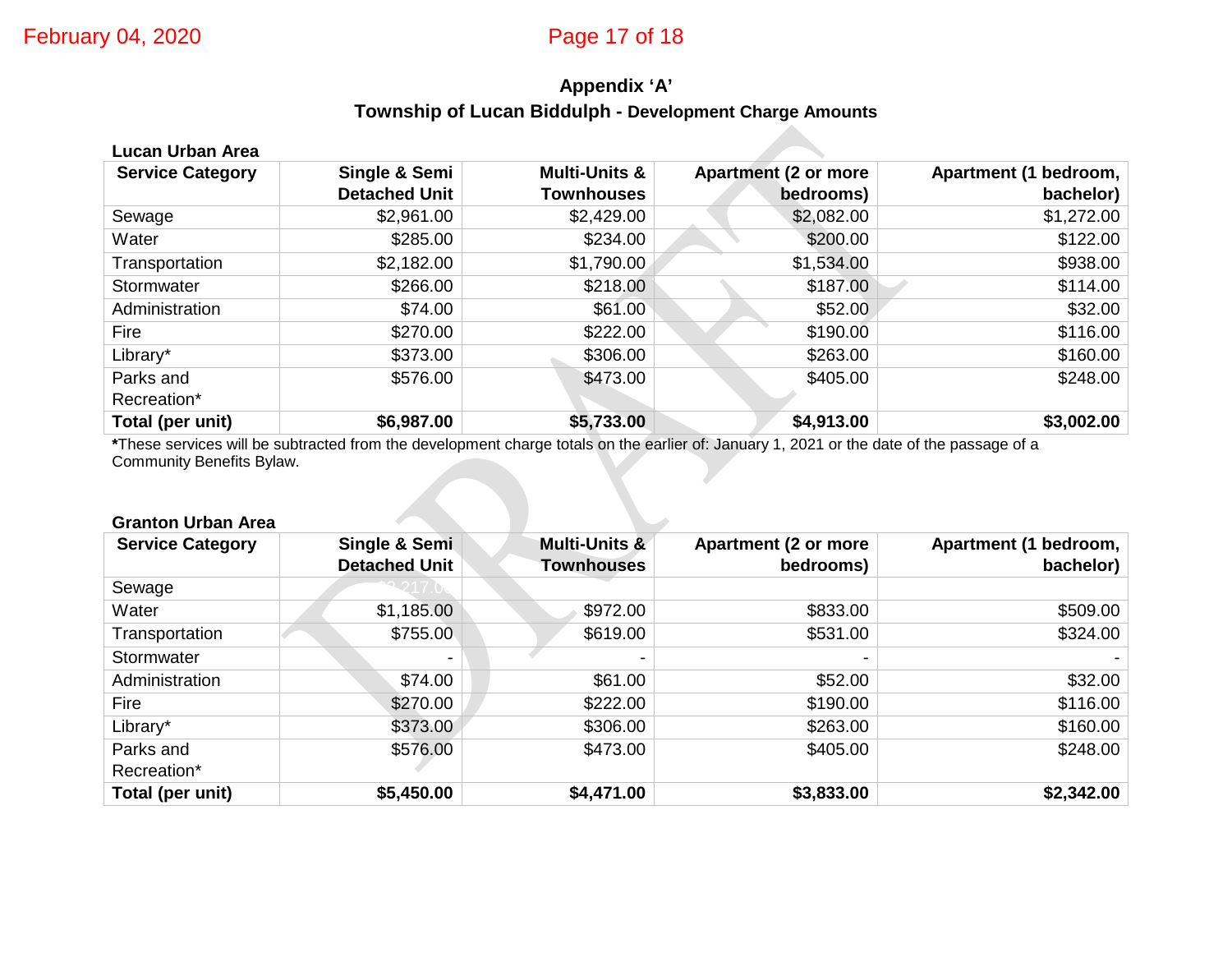## Appendix 'A'

## Township of Lucan Biddulph - Development Charge Amounts

**Lucan Urban Area**

| Service Category | Single & Semi Detached Unit | Multi-Units & Townhouses | Apartment (2 or more bedrooms) | Apartment (1 bedroom, bachelor) |
|---|---|---|---|---|
| Sewage | $2,961.00 | $2,429.00 | $2,082.00 | $1,272.00 |
| Water | $285.00 | $234.00 | $200.00 | $122.00 |
| Transportation | $2,182.00 | $1,790.00 | $1,534.00 | $938.00 |
| Stormwater | $266.00 | $218.00 | $187.00 | $114.00 |
| Administration | $74.00 | $61.00 | $52.00 | $32.00 |
| Fire | $270.00 | $222.00 | $190.00 | $116.00 |
| Library* | $373.00 | $306.00 | $263.00 | $160.00 |
| Parks and Recreation* | $576.00 | $473.00 | $405.00 | $248.00 |
| **Total (per unit)** | **$6,987.00** | **$5,733.00** | **$4,913.00** | **$3,002.00** |

***These services will be subtracted from the development charge totals on the earlier of: January 1, 2021 or the date of the passage of a Community Benefits Bylaw.**

**Granton Urban Area**

| Service Category | Single & Semi Detached Unit | Multi-Units & Townhouses | Apartment (2 or more bedrooms) | Apartment (1 bedroom, bachelor) |
|---|---|---|---|---|
| Sewage | $2,217.00 | | | |
| Water | $1,185.00 | $972.00 | $833.00 | $509.00 |
| Transportation | $755.00 | $619.00 | $531.00 | $324.00 |
| Stormwater | - | - | - | - |
| Administration | $74.00 | $61.00 | $52.00 | $32.00 |
| Fire | $270.00 | $222.00 | $190.00 | $116.00 |
| Library* | $373.00 | $306.00 | $263.00 | $160.00 |
| Parks and Recreation* | $576.00 | $473.00 | $405.00 | $248.00 |
| **Total (per unit)** | **$5,450.00** | **$4,471.00** | **$3,833.00** | **$2,342.00** |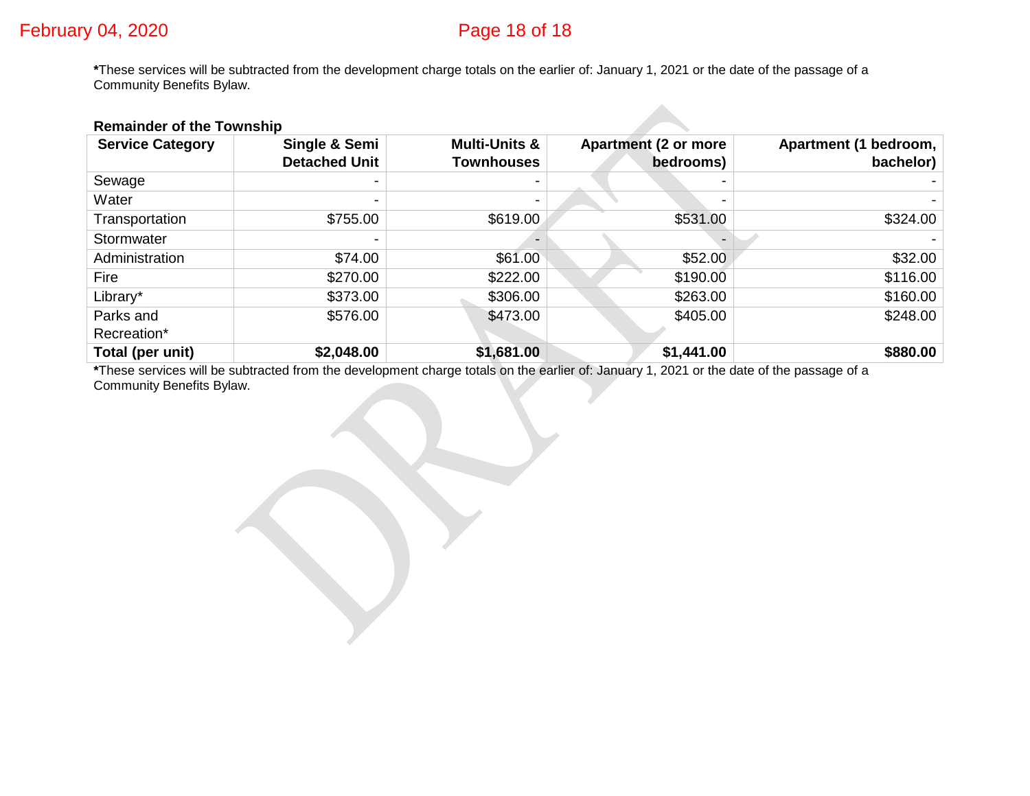**\***These services will be subtracted from the development charge totals on the earlier of: January 1, 2021 or the date of the passage of a Community Benefits Bylaw.

**Remainder of the Township**

| Service Category | Single & Semi Detached Unit | Multi-Units & Townhouses | Apartment (2 or more bedrooms) | Apartment (1 bedroom, bachelor) |
|---|---|---|---|---|
| Sewage | - | - | - | - |
| Water | - | - | - | - |
| Transportation | $755.00 | $619.00 | $531.00 | $324.00 |
| Stormwater | - | - | - | - |
| Administration | $74.00 | $61.00 | $52.00 | $32.00 |
| Fire | $270.00 | $222.00 | $190.00 | $116.00 |
| Library* | $373.00 | $306.00 | $263.00 | $160.00 |
| Parks and Recreation* | $576.00 | $473.00 | $405.00 | $248.00 |
| **Total (per unit)** | **$2,048.00** | **$1,681.00** | **$1,441.00** | **$880.00** |

**\***These services will be subtracted from the development charge totals on the earlier of: January 1, 2021 or the date of the passage of a Community Benefits Bylaw.